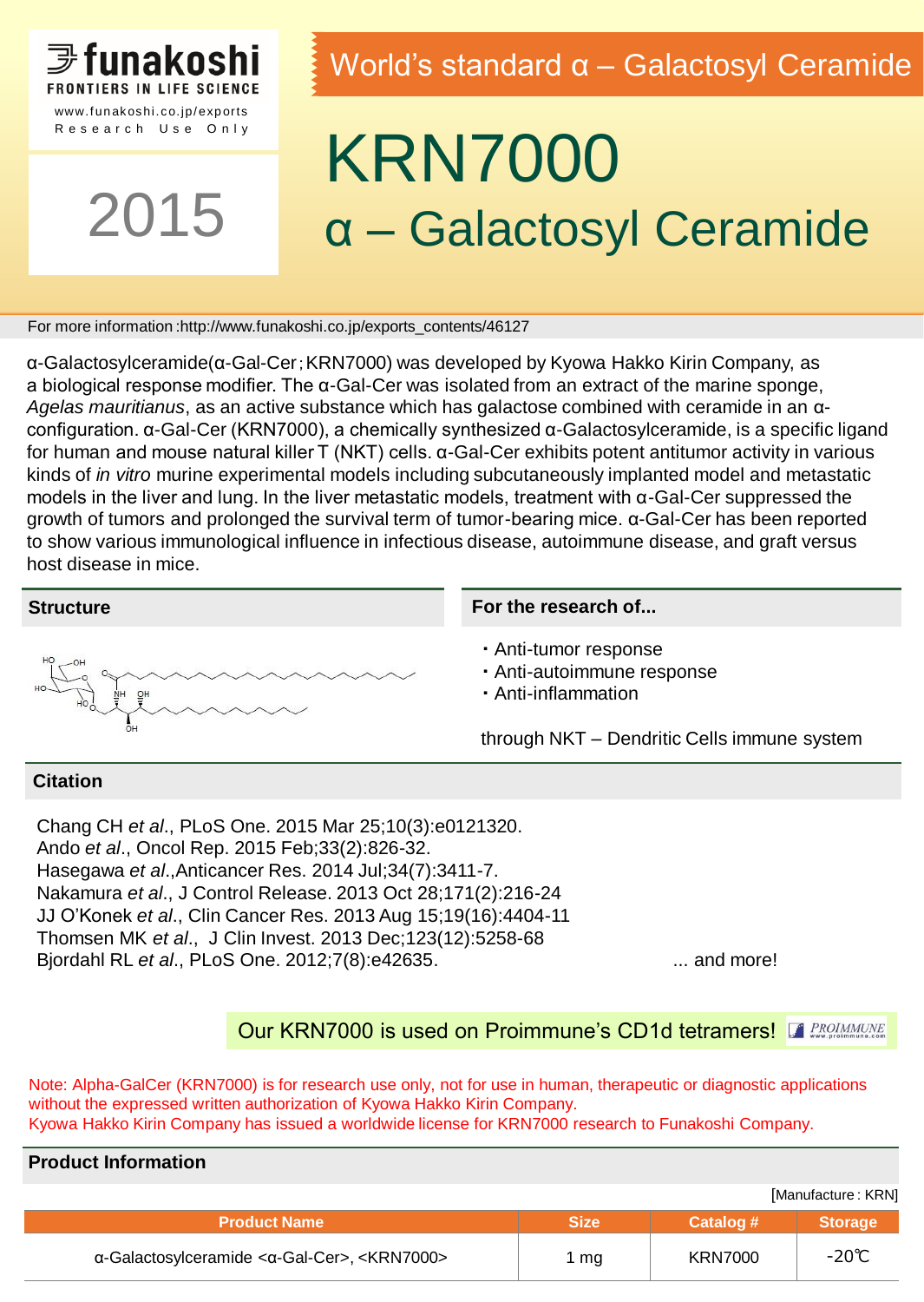funakoshi
FRONTIERS IN LIFE SCIENCE
www.funakoshi.co.jp/exports
Research Use Only

2015

World's standard α – Galactosyl Ceramide

# KRN7000
# α – Galactosyl Ceramide

For more information :http://www.funakoshi.co.jp/exports_contents/46127

α-Galactosylceramide(α-Gal-Cer；KRN7000) was developed by Kyowa Hakko Kirin Company, as a biological response modifier. The α-Gal-Cer was isolated from an extract of the marine sponge, *Agelas mauritianus*, as an active substance which has galactose combined with ceramide in an α-configuration. α-Gal-Cer (KRN7000), a chemically synthesized α-Galactosylceramide, is a specific ligand for human and mouse natural killer T (NKT) cells. α-Gal-Cer exhibits potent antitumor activity in various kinds of *in vitro* murine experimental models including subcutaneously implanted model and metastatic models in the liver and lung. In the liver metastatic models, treatment with α-Gal-Cer suppressed the growth of tumors and prolonged the survival term of tumor-bearing mice. α-Gal-Cer has been reported to show various immunological influence in infectious disease, autoimmune disease, and graft versus host disease in mice.

## Structure

## For the research of...

- Anti-tumor response
- Anti-autoimmune response
- Anti-inflammation

through NKT – Dendritic Cells immune system

## Citation

Chang CH *et al*., PLoS One. 2015 Mar 25;10(3):e0121320.
Ando *et al*., Oncol Rep. 2015 Feb;33(2):826-32.
Hasegawa *et al*.,Anticancer Res. 2014 Jul;34(7):3411-7.
Nakamura *et al*., J Control Release. 2013 Oct 28;171(2):216-24
JJ O'Konek *et al*., Clin Cancer Res. 2013 Aug 15;19(16):4404-11
Thomsen MK *et al*., J Clin Invest. 2013 Dec;123(12):5258-68
Bjordahl RL *et al*., PLoS One. 2012;7(8):e42635.

... and more!

Our KRN7000 is used on Proimmune's CD1d tetramers!

Note: Alpha-GalCer (KRN7000) is for research use only, not for use in human, therapeutic or diagnostic applications without the expressed written authorization of Kyowa Hakko Kirin Company.
Kyowa Hakko Kirin Company has issued a worldwide license for KRN7000 research to Funakoshi Company.

## Product Information

[Manufacture : KRN]

| Product Name | Size | Catalog # | Storage |
|---|---|---|---|
| α-Galactosylceramide <α-Gal-Cer>, <KRN7000> | 1 mg | KRN7000 | -20℃ |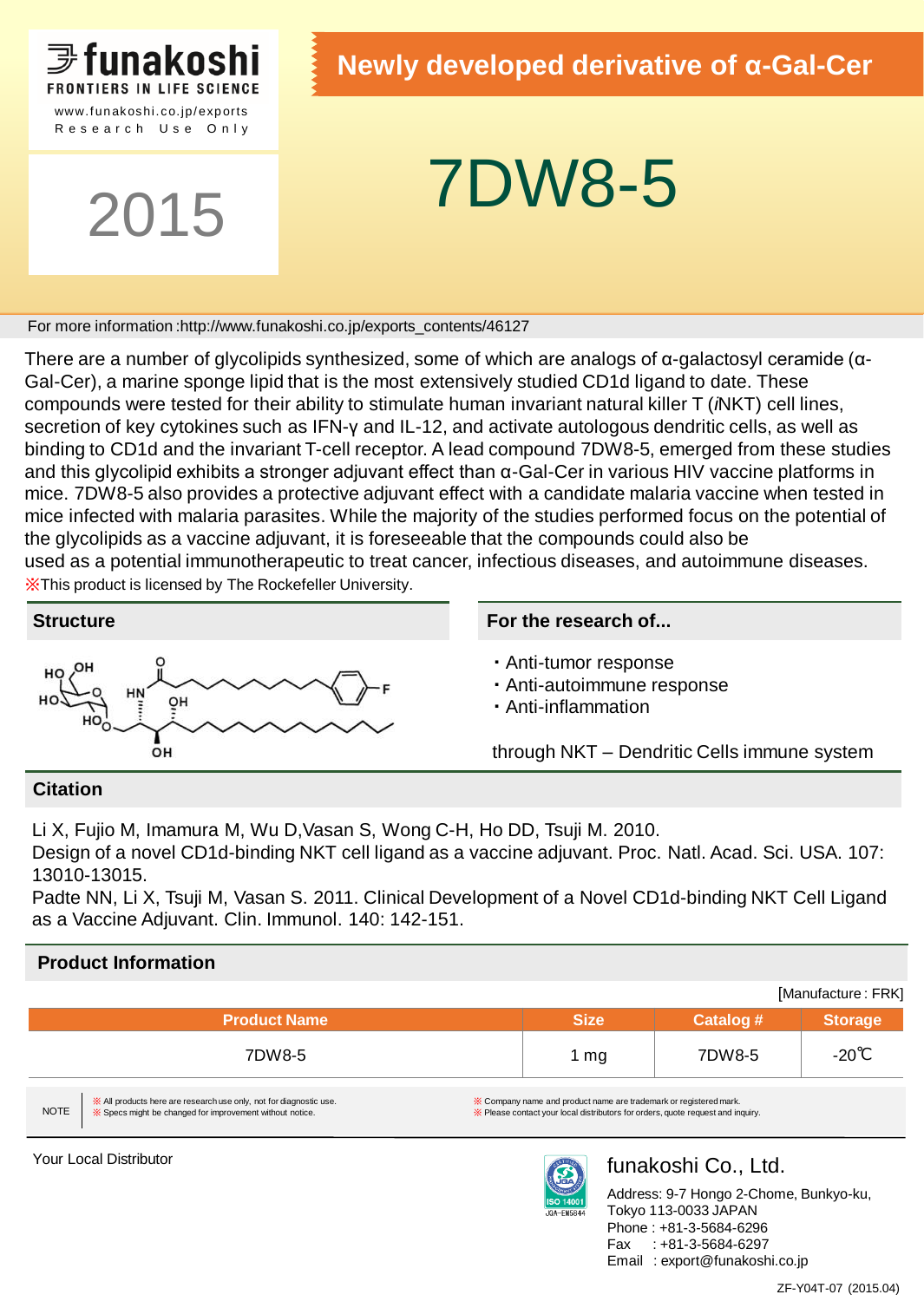funakoshi
FRONTIERS IN LIFE SCIENCE
www.funakoshi.co.jp/exports
Research Use Only

2015

# Newly developed derivative of α-Gal-Cer

# 7DW8-5

For more information :http://www.funakoshi.co.jp/exports_contents/46127

There are a number of glycolipids synthesized, some of which are analogs of α-galactosyl ceramide (α-Gal-Cer), a marine sponge lipid that is the most extensively studied CD1d ligand to date. These compounds were tested for their ability to stimulate human invariant natural killer T (*i*NKT) cell lines, secretion of key cytokines such as IFN-γ and IL-12, and activate autologous dendritic cells, as well as binding to CD1d and the invariant T-cell receptor. A lead compound 7DW8-5, emerged from these studies and this glycolipid exhibits a stronger adjuvant effect than α-Gal-Cer in various HIV vaccine platforms in mice. 7DW8-5 also provides a protective adjuvant effect with a candidate malaria vaccine when tested in mice infected with malaria parasites. While the majority of the studies performed focus on the potential of the glycolipids as a vaccine adjuvant, it is foreseeable that the compounds could also be used as a potential immunotherapeutic to treat cancer, infectious diseases, and autoimmune diseases.

※This product is licensed by The Rockefeller University.

## Structure

HO OH
HO O
HO O
HN
O
OH
OH
F

## For the research of...

- Anti-tumor response
- Anti-autoimmune response
- Anti-inflammation

through NKT – Dendritic Cells immune system

## Citation

Li X, Fujio M, Imamura M, Wu D,Vasan S, Wong C-H, Ho DD, Tsuji M. 2010.
Design of a novel CD1d-binding NKT cell ligand as a vaccine adjuvant. Proc. Natl. Acad. Sci. USA. 107: 13010-13015.
Padte NN, Li X, Tsuji M, Vasan S. 2011. Clinical Development of a Novel CD1d-binding NKT Cell Ligand as a Vaccine Adjuvant. Clin. Immunol. 140: 142-151.

## Product Information

[Manufacture : FRK]

| Product Name | Size | Catalog # | Storage |
|---|---|---|---|
| 7DW8-5 | 1 mg | 7DW8-5 | -20℃ |

NOTE
※ All products here are research use only, not for diagnostic use.
※ Specs might be changed for improvement without notice.
※ Company name and product name are trademark or registered mark.
※ Please contact your local distributors for orders, quote request and inquiry.

Your Local Distributor

ISO 14001
JQA-EM5844

**funakoshi Co., Ltd.**

Address: 9-7 Hongo 2-Chome, Bunkyo-ku, Tokyo 113-0033 JAPAN
Phone : +81-3-5684-6296
Fax : +81-3-5684-6297
Email : export@funakoshi.co.jp

ZF-Y04T-07 (2015.04)